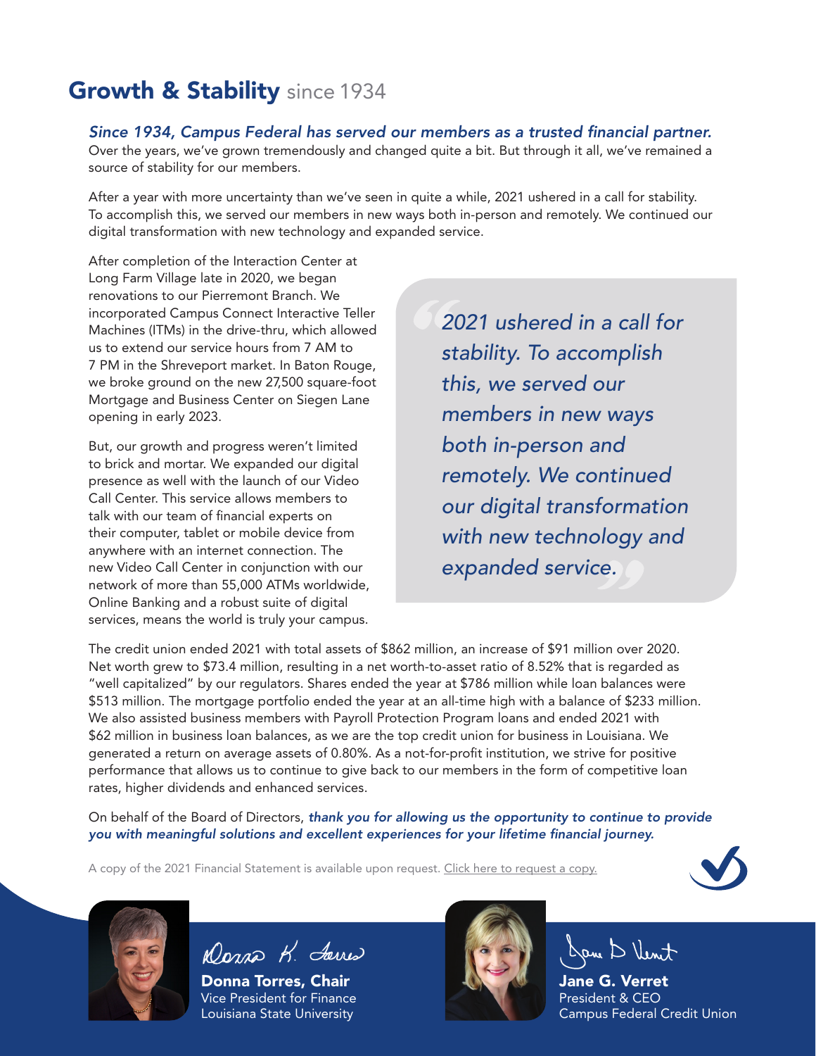# Growth & Stability since 1934

***Since 1934, Campus Federal has served our members as a trusted financial partner.*** Over the years, we've grown tremendously and changed quite a bit. But through it all, we've remained a source of stability for our members.

After a year with more uncertainty than we've seen in quite a while, 2021 ushered in a call for stability. To accomplish this, we served our members in new ways both in-person and remotely. We continued our digital transformation with new technology and expanded service.

After completion of the Interaction Center at Long Farm Village late in 2020, we began renovations to our Pierremont Branch. We incorporated Campus Connect Interactive Teller Machines (ITMs) in the drive-thru, which allowed us to extend our service hours from 7 AM to 7 PM in the Shreveport market. In Baton Rouge, we broke ground on the new 27,500 square-foot Mortgage and Business Center on Siegen Lane opening in early 2023.

But, our growth and progress weren't limited to brick and mortar. We expanded our digital presence as well with the launch of our Video Call Center. This service allows members to talk with our team of financial experts on their computer, tablet or mobile device from anywhere with an internet connection. The new Video Call Center in conjunction with our network of more than 55,000 ATMs worldwide, Online Banking and a robust suite of digital services, means the world is truly your campus.

> *"2021 ushered in a call for stability. To accomplish this, we served our members in new ways both in-person and remotely. We continued our digital transformation with new technology and expanded service."*

The credit union ended 2021 with total assets of $862 million, an increase of $91 million over 2020. Net worth grew to $73.4 million, resulting in a net worth-to-asset ratio of 8.52% that is regarded as "well capitalized" by our regulators. Shares ended the year at $786 million while loan balances were $513 million. The mortgage portfolio ended the year at an all-time high with a balance of $233 million. We also assisted business members with Payroll Protection Program loans and ended 2021 with $62 million in business loan balances, as we are the top credit union for business in Louisiana. We generated a return on average assets of 0.80%. As a not-for-profit institution, we strive for positive performance that allows us to continue to give back to our members in the form of competitive loan rates, higher dividends and enhanced services.

On behalf of the Board of Directors, ***thank you for allowing us the opportunity to continue to provide you with meaningful solutions and excellent experiences for your lifetime financial journey.***

A copy of the 2021 Financial Statement is available upon request. Click here to request a copy.

**Donna Torres, Chair**
Vice President for Finance
Louisiana State University

**Jane G. Verret**
President & CEO
Campus Federal Credit Union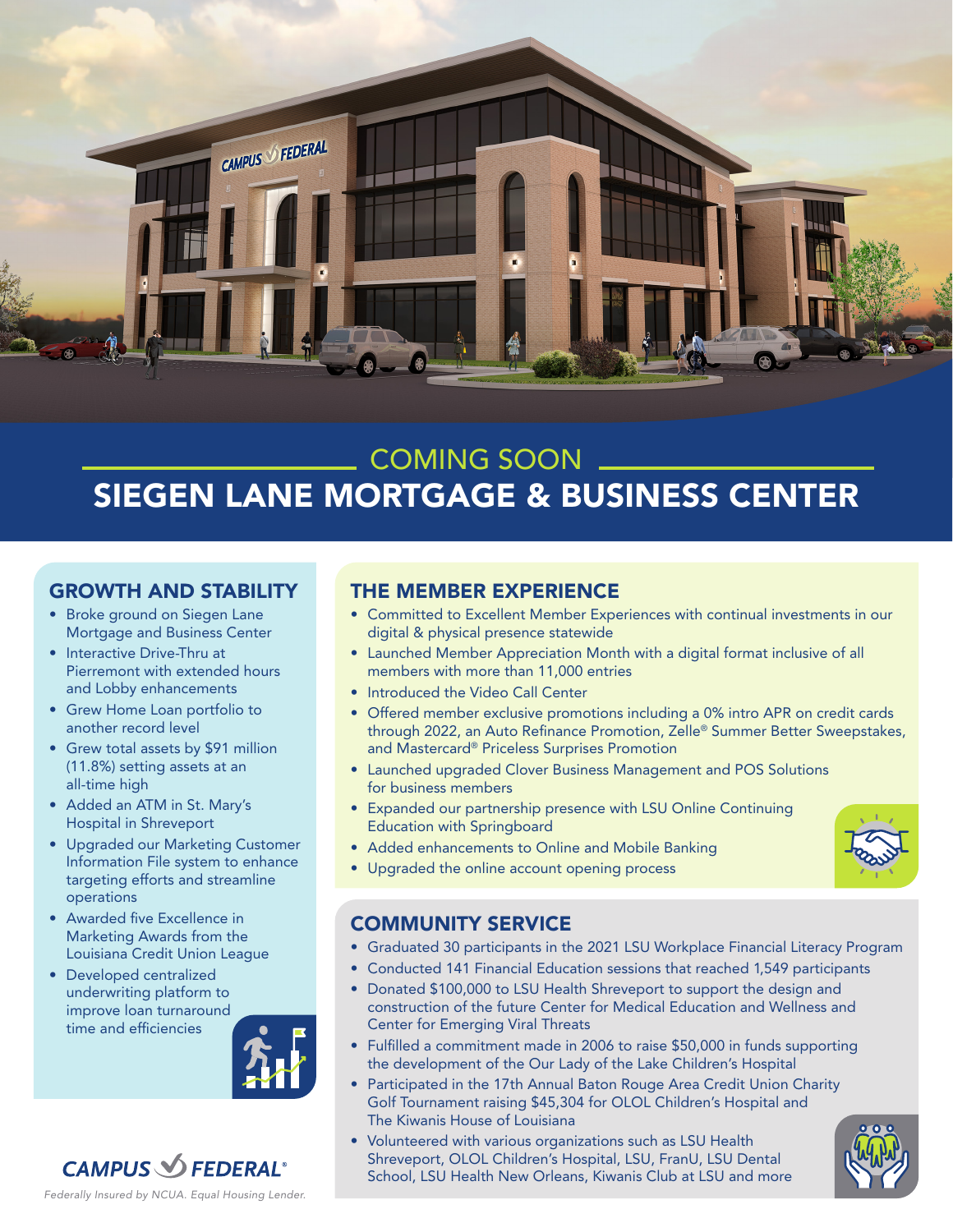COMING SOON

# SIEGEN LANE MORTGAGE & BUSINESS CENTER

## GROWTH AND STABILITY

- Broke ground on Siegen Lane Mortgage and Business Center
- Interactive Drive-Thru at Pierremont with extended hours and Lobby enhancements
- Grew Home Loan portfolio to another record level
- Grew total assets by $91 million (11.8%) setting assets at an all-time high
- Added an ATM in St. Mary's Hospital in Shreveport
- Upgraded our Marketing Customer Information File system to enhance targeting efforts and streamline operations
- Awarded five Excellence in Marketing Awards from the Louisiana Credit Union League
- Developed centralized underwriting platform to improve loan turnaround time and efficiencies

## THE MEMBER EXPERIENCE

- Committed to Excellent Member Experiences with continual investments in our digital & physical presence statewide
- Launched Member Appreciation Month with a digital format inclusive of all members with more than 11,000 entries
- Introduced the Video Call Center
- Offered member exclusive promotions including a 0% intro APR on credit cards through 2022, an Auto Refinance Promotion, Zelle® Summer Better Sweepstakes, and Mastercard® Priceless Surprises Promotion
- Launched upgraded Clover Business Management and POS Solutions for business members
- Expanded our partnership presence with LSU Online Continuing Education with Springboard
- Added enhancements to Online and Mobile Banking
- Upgraded the online account opening process

## COMMUNITY SERVICE

- Graduated 30 participants in the 2021 LSU Workplace Financial Literacy Program
- Conducted 141 Financial Education sessions that reached 1,549 participants
- Donated $100,000 to LSU Health Shreveport to support the design and construction of the future Center for Medical Education and Wellness and Center for Emerging Viral Threats
- Fulfilled a commitment made in 2006 to raise $50,000 in funds supporting the development of the Our Lady of the Lake Children's Hospital
- Participated in the 17th Annual Baton Rouge Area Credit Union Charity Golf Tournament raising $45,304 for OLOL Children's Hospital and The Kiwanis House of Louisiana
- Volunteered with various organizations such as LSU Health Shreveport, OLOL Children's Hospital, LSU, FranU, LSU Dental School, LSU Health New Orleans, Kiwanis Club at LSU and more

CAMPUS FEDERAL®

*Federally Insured by NCUA. Equal Housing Lender.*